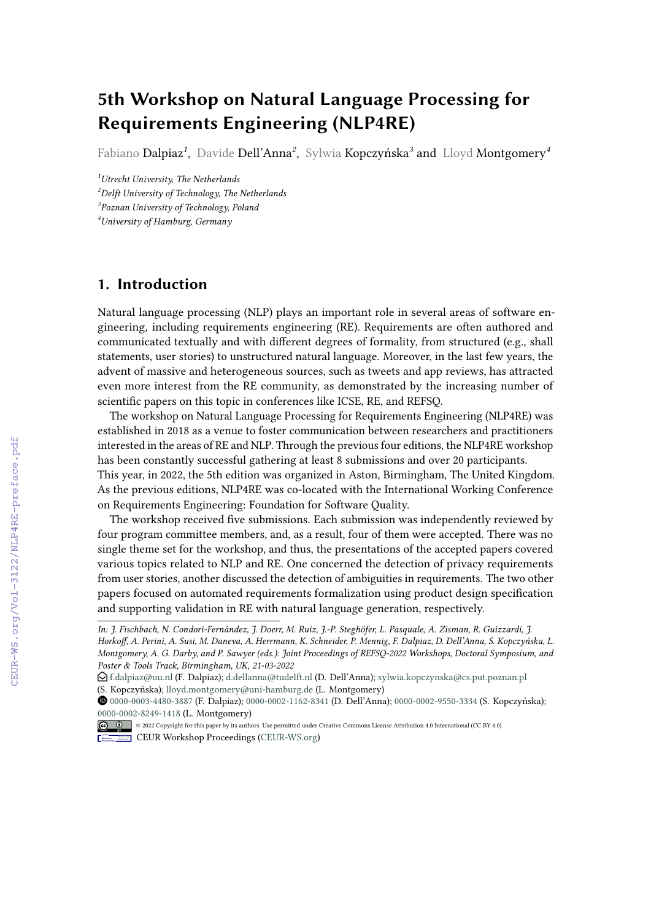# 5th Workshop on Natural Language Processing for Requirements Engineering (NLP4RE)

Fabiano Dalpiaz[1], Davide Dell'Anna[2], Sylwia Kopczyńska[3] and Lloyd Montgomery[4]

[1]*Utrecht University, The Netherlands*
[2]*Delft University of Technology, The Netherlands*
[3]*Poznan University of Technology, Poland*
[4]*University of Hamburg, Germany*

## 1. Introduction

Natural language processing (NLP) plays an important role in several areas of software engineering, including requirements engineering (RE). Requirements are often authored and communicated textually and with different degrees of formality, from structured (e.g., shall statements, user stories) to unstructured natural language. Moreover, in the last few years, the advent of massive and heterogeneous sources, such as tweets and app reviews, has attracted even more interest from the RE community, as demonstrated by the increasing number of scientific papers on this topic in conferences like ICSE, RE, and REFSQ.

The workshop on Natural Language Processing for Requirements Engineering (NLP4RE) was established in 2018 as a venue to foster communication between researchers and practitioners interested in the areas of RE and NLP. Through the previous four editions, the NLP4RE workshop has been constantly successful gathering at least 8 submissions and over 20 participants.
This year, in 2022, the 5th edition was organized in Aston, Birmingham, The United Kingdom. As the previous editions, NLP4RE was co-located with the International Working Conference on Requirements Engineering: Foundation for Software Quality.

The workshop received five submissions. Each submission was independently reviewed by four program committee members, and, as a result, four of them were accepted. There was no single theme set for the workshop, and thus, the presentations of the accepted papers covered various topics related to NLP and RE. One concerned the detection of privacy requirements from user stories, another discussed the detection of ambiguities in requirements. The two other papers focused on automated requirements formalization using product design specification and supporting validation in RE with natural language generation, respectively.

---

*In: J. Fischbach, N. Condori-Fernández, J. Doerr, M. Ruiz, J.-P. Steghöfer, L. Pasquale, A. Zisman, R. Guizzardi, J. Horkoff, A. Perini, A. Susi, M. Daneva, A. Herrmann, K. Schneider, P. Mennig, F. Dalpiaz, D. Dell'Anna, S. Kopczyńska, L. Montgomery, A. G. Darby, and P. Sawyer (eds.): Joint Proceedings of REFSQ-2022 Workshops, Doctoral Symposium, and Poster & Tools Track, Birmingham, UK, 21-03-2022*

f.dalpiaz@uu.nl (F. Dalpiaz); d.dellanna@tudelft.nl (D. Dell'Anna); sylwia.kopczynska@cs.put.poznan.pl (S. Kopczyńska); lloyd.montgomery@uni-hamburg.de (L. Montgomery)

0000-0003-4480-3887 (F. Dalpiaz); 0000-0002-1162-8341 (D. Dell'Anna); 0000-0002-9550-3334 (S. Kopczyńska); 0000-0002-8249-1418 (L. Montgomery)

© 2022 Copyright for this paper by its authors. Use permitted under Creative Commons License Attribution 4.0 International (CC BY 4.0).

CEUR Workshop Proceedings (CEUR-WS.org)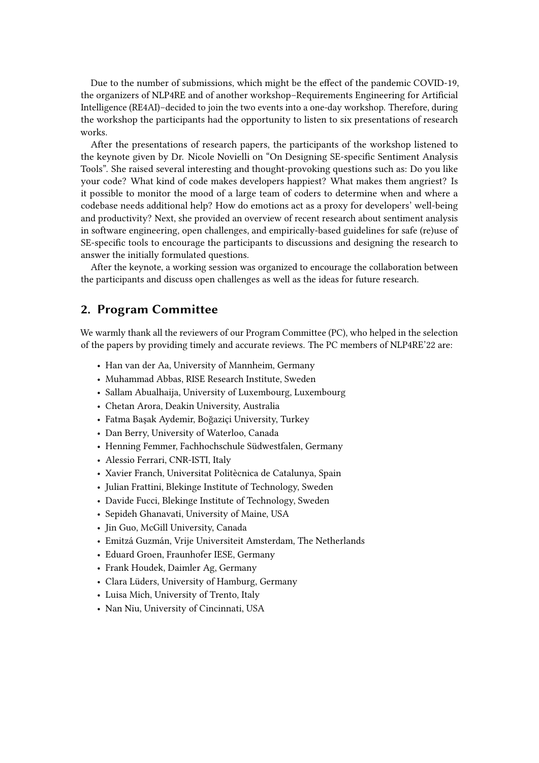Due to the number of submissions, which might be the effect of the pandemic COVID-19, the organizers of NLP4RE and of another workshop–Requirements Engineering for Artificial Intelligence (RE4AI)–decided to join the two events into a one-day workshop. Therefore, during the workshop the participants had the opportunity to listen to six presentations of research works.

After the presentations of research papers, the participants of the workshop listened to the keynote given by Dr. Nicole Novielli on "On Designing SE-specific Sentiment Analysis Tools". She raised several interesting and thought-provoking questions such as: Do you like your code? What kind of code makes developers happiest? What makes them angriest? Is it possible to monitor the mood of a large team of coders to determine when and where a codebase needs additional help? How do emotions act as a proxy for developers' well-being and productivity? Next, she provided an overview of recent research about sentiment analysis in software engineering, open challenges, and empirically-based guidelines for safe (re)use of SE-specific tools to encourage the participants to discussions and designing the research to answer the initially formulated questions.

After the keynote, a working session was organized to encourage the collaboration between the participants and discuss open challenges as well as the ideas for future research.

## 2. Program Committee

We warmly thank all the reviewers of our Program Committee (PC), who helped in the selection of the papers by providing timely and accurate reviews. The PC members of NLP4RE'22 are:

- Han van der Aa, University of Mannheim, Germany
- Muhammad Abbas, RISE Research Institute, Sweden
- Sallam Abualhaija, University of Luxembourg, Luxembourg
- Chetan Arora, Deakin University, Australia
- Fatma Başak Aydemir, Boğaziçi University, Turkey
- Dan Berry, University of Waterloo, Canada
- Henning Femmer, Fachhochschule Südwestfalen, Germany
- Alessio Ferrari, CNR-ISTI, Italy
- Xavier Franch, Universitat Politècnica de Catalunya, Spain
- Julian Frattini, Blekinge Institute of Technology, Sweden
- Davide Fucci, Blekinge Institute of Technology, Sweden
- Sepideh Ghanavati, University of Maine, USA
- Jin Guo, McGill University, Canada
- Emitzá Guzmán, Vrije Universiteit Amsterdam, The Netherlands
- Eduard Groen, Fraunhofer IESE, Germany
- Frank Houdek, Daimler Ag, Germany
- Clara Lüders, University of Hamburg, Germany
- Luisa Mich, University of Trento, Italy
- Nan Niu, University of Cincinnati, USA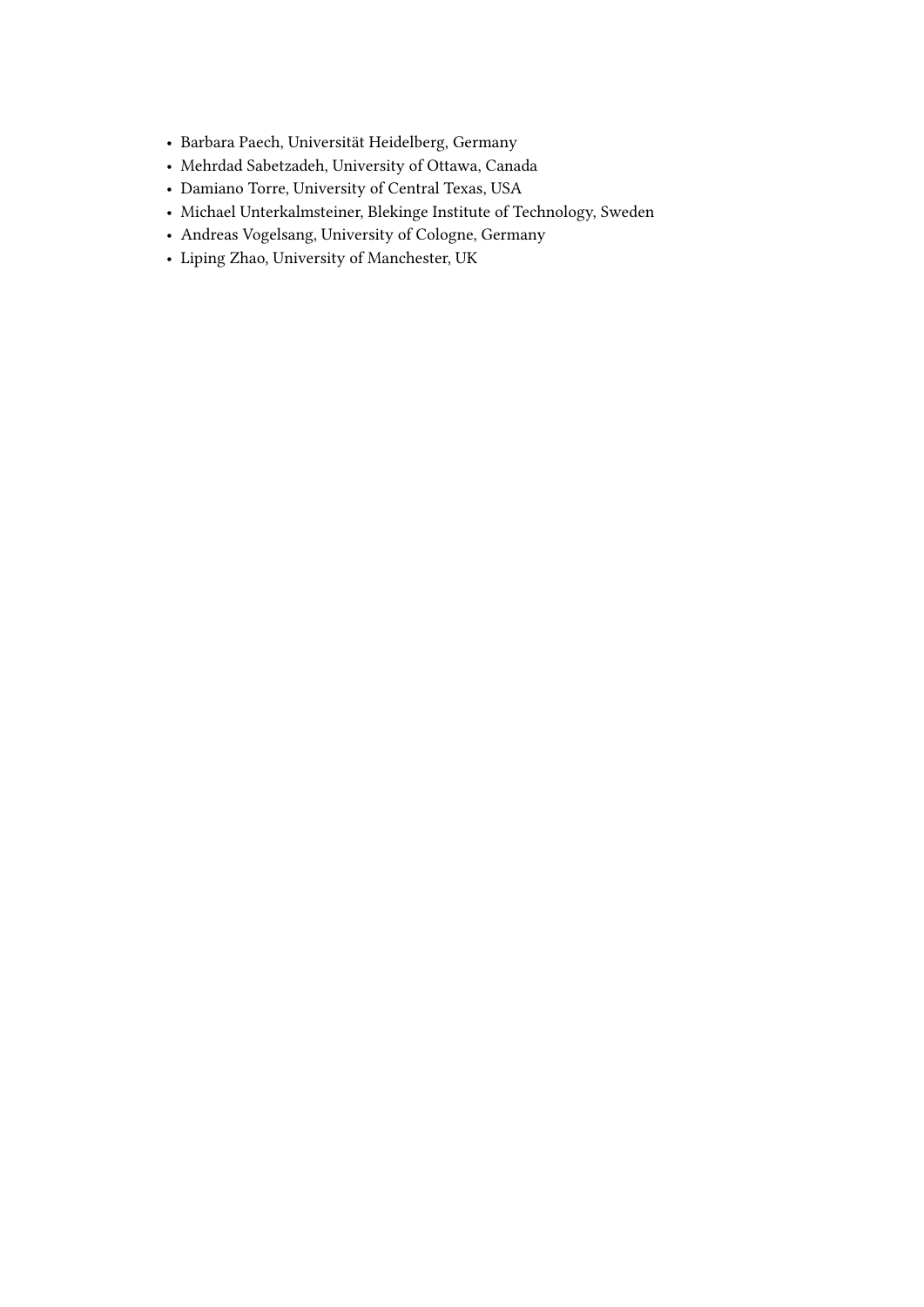- Barbara Paech, Universität Heidelberg, Germany
- Mehrdad Sabetzadeh, University of Ottawa, Canada
- Damiano Torre, University of Central Texas, USA
- Michael Unterkalmsteiner, Blekinge Institute of Technology, Sweden
- Andreas Vogelsang, University of Cologne, Germany
- Liping Zhao, University of Manchester, UK